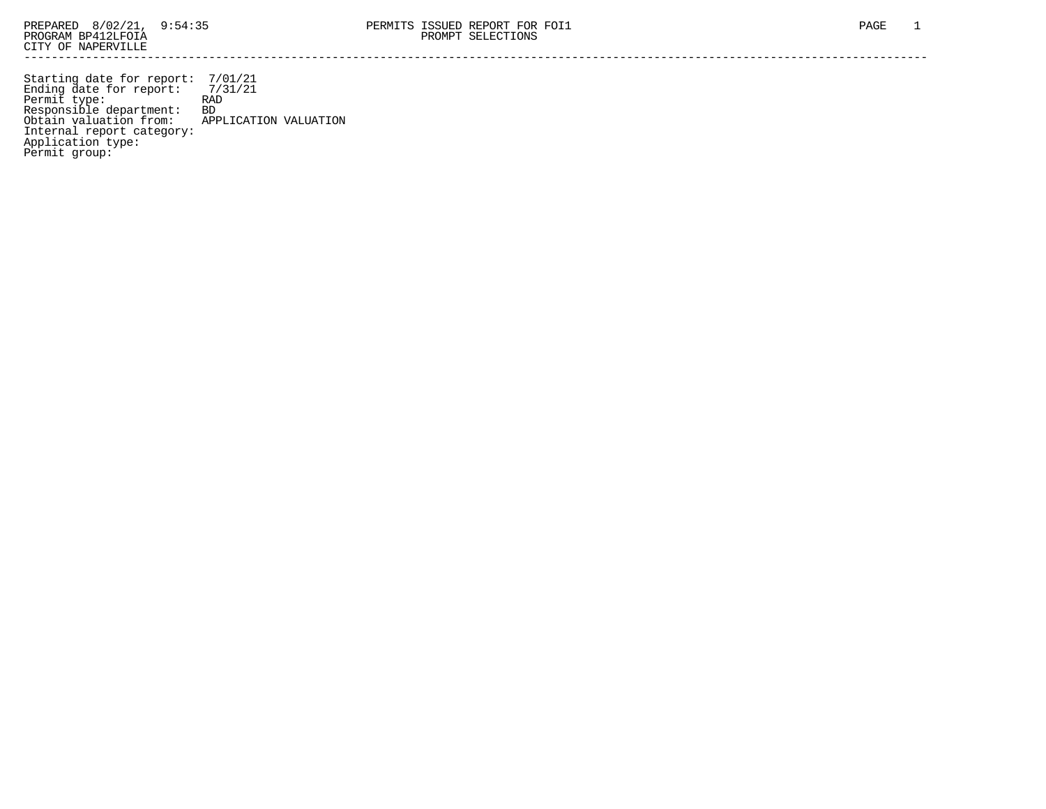PREPARED 8/02/21, 9:54:35
PROGRAM BP412LFOIA
CITY OF NAPERVILLE

PERMITS ISSUED REPORT FOR FOI1
PROMPT SELECTIONS

---

```
Starting date for report:  7/01/21
Ending date for report:    7/31/21
Permit type:               RAD
Responsible department:    BD
Obtain valuation from:     APPLICATION VALUATION
Internal report category:
Application type:
Permit group:
```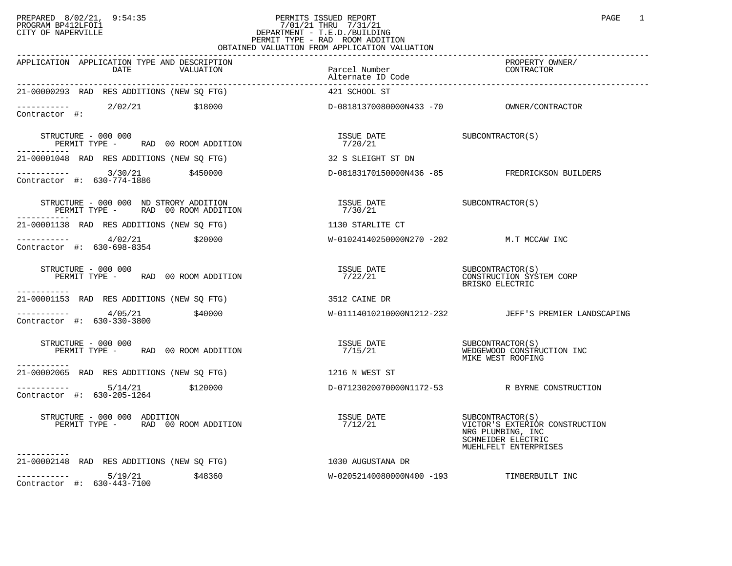PREPARED 8/02/21, 9:54:35
PROGRAM BP412LFOI1
CITY OF NAPERVILLE

PERMITS ISSUED REPORT
7/01/21 THRU 7/31/21
DEPARTMENT - T.E.D./BUILDING
PERMIT TYPE - RAD ROOM ADDITION
OBTAINED VALUATION FROM APPLICATION VALUATION

| APPLICATION | APPLICATION TYPE AND DESCRIPTION / DATE / VALUATION | Parcel Number / Alternate ID Code | PROPERTY OWNER/ CONTRACTOR |
|---|---|---|---|
| 21-00000293 | RAD RES ADDITIONS (NEW SQ FTG) | 421 SCHOOL ST | |
| ----------- | 2/02/21 $18000 | D-08181370080000N433 -70 | OWNER/CONTRACTOR |
| Contractor #: | | | |
| | STRUCTURE - 000 000<br>PERMIT TYPE - RAD 00 ROOM ADDITION | ISSUE DATE<br>7/20/21 | SUBCONTRACTOR(S) |
| 21-00001048 | RAD RES ADDITIONS (NEW SQ FTG) | 32 S SLEIGHT ST DN | |
| ----------- | 3/30/21 $450000 | D-08183170150000N436 -85 | FREDRICKSON BUILDERS |
| Contractor #: 630-774-1886 | | | |
| | STRUCTURE - 000 000 ND STRORY ADDITION<br>PERMIT TYPE - RAD 00 ROOM ADDITION | ISSUE DATE<br>7/30/21 | SUBCONTRACTOR(S) |
| 21-00001138 | RAD RES ADDITIONS (NEW SQ FTG) | 1130 STARLITE CT | |
| ----------- | 4/02/21 $20000 | W-01024140250000N270 -202 | M.T MCCAW INC |
| Contractor #: 630-698-8354 | | | |
| | STRUCTURE - 000 000<br>PERMIT TYPE - RAD 00 ROOM ADDITION | ISSUE DATE<br>7/22/21 | SUBCONTRACTOR(S)<br>CONSTRUCTION SYSTEM CORP<br>BRISKO ELECTRIC |
| 21-00001153 | RAD RES ADDITIONS (NEW SQ FTG) | 3512 CAINE DR | |
| ----------- | 4/05/21 $40000 | W-01114010210000N1212-232 | JEFF'S PREMIER LANDSCAPING |
| Contractor #: 630-330-3800 | | | |
| | STRUCTURE - 000 000<br>PERMIT TYPE - RAD 00 ROOM ADDITION | ISSUE DATE<br>7/15/21 | SUBCONTRACTOR(S)<br>WEDGEWOOD CONSTRUCTION INC<br>MIKE WEST ROOFING |
| 21-00002065 | RAD RES ADDITIONS (NEW SQ FTG) | 1216 N WEST ST | |
| ----------- | 5/14/21 $120000 | D-07123020070000N1172-53 | R BYRNE CONSTRUCTION |
| Contractor #: 630-205-1264 | | | |
| | STRUCTURE - 000 000 ADDITION<br>PERMIT TYPE - RAD 00 ROOM ADDITION | ISSUE DATE<br>7/12/21 | SUBCONTRACTOR(S)<br>VICTOR'S EXTERIOR CONSTRUCTION<br>NRG PLUMBING, INC<br>SCHNEIDER ELECTRIC<br>MUEHLFELT ENTERPRISES |
| 21-00002148 | RAD RES ADDITIONS (NEW SQ FTG) | 1030 AUGUSTANA DR | |
| ----------- | 5/19/21 $48360 | W-02052140080000N400 -193 | TIMBERBUILT INC |
| Contractor #: 630-443-7100 | | | |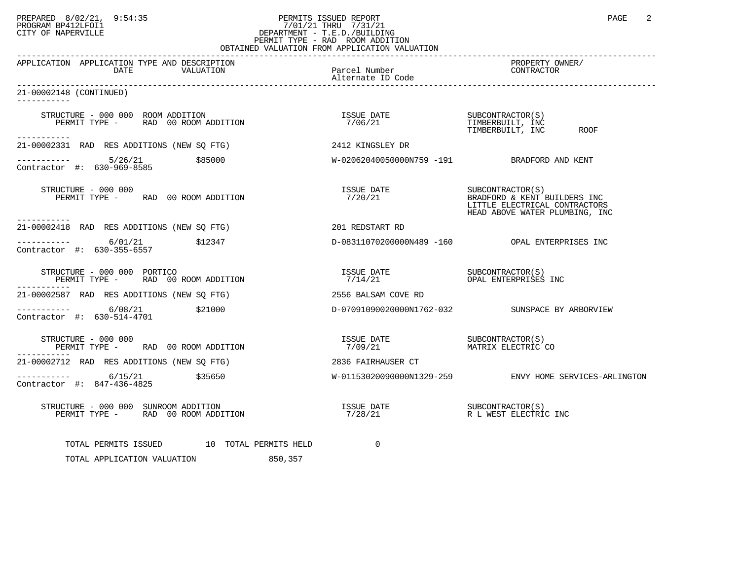PREPARED 8/02/21, 9:54:35
PROGRAM BP412LFOI1
CITY OF NAPERVILLE

PERMITS ISSUED REPORT
7/01/21 THRU 7/31/21
DEPARTMENT - T.E.D./BUILDING
PERMIT TYPE - RAD ROOM ADDITION
OBTAINED VALUATION FROM APPLICATION VALUATION

| APPLICATION | APPLICATION TYPE AND DESCRIPTION DATE VALUATION | Parcel Number Alternate ID Code | PROPERTY OWNER/ CONTRACTOR |
|---|---|---|---|

21-00002148 (CONTINUED)

STRUCTURE - 000 000 ROOM ADDITION
PERMIT TYPE - RAD 00 ROOM ADDITION
ISSUE DATE 7/06/21
SUBCONTRACTOR(S)
TIMBERBUILT, INC
TIMBERBUILT, INC ROOF

---

21-00002331 RAD RES ADDITIONS (NEW SQ FTG) — 2412 KINGSLEY DR
5/26/21 $85000 — W-02062040050000N759 -191 — BRADFORD AND KENT
Contractor #: 630-969-8585

STRUCTURE - 000 000
PERMIT TYPE - RAD 00 ROOM ADDITION
ISSUE DATE 7/20/21
SUBCONTRACTOR(S)
BRADFORD & KENT BUILDERS INC
LITTLE ELECTRICAL CONTRACTORS
HEAD ABOVE WATER PLUMBING, INC

---

21-00002418 RAD RES ADDITIONS (NEW SQ FTG) — 201 REDSTART RD
6/01/21 $12347 — D-08311070200000N489 -160 — OPAL ENTERPRISES INC
Contractor #: 630-355-6557

STRUCTURE - 000 000 PORTICO
PERMIT TYPE - RAD 00 ROOM ADDITION
ISSUE DATE 7/14/21
SUBCONTRACTOR(S)
OPAL ENTERPRISES INC

---

21-00002587 RAD RES ADDITIONS (NEW SQ FTG) — 2556 BALSAM COVE RD
6/08/21 $21000 — D-07091090020000N1762-032 — SUNSPACE BY ARBORVIEW
Contractor #: 630-514-4701

STRUCTURE - 000 000
PERMIT TYPE - RAD 00 ROOM ADDITION
ISSUE DATE 7/09/21
SUBCONTRACTOR(S)
MATRIX ELECTRIC CO

---

21-00002712 RAD RES ADDITIONS (NEW SQ FTG) — 2836 FAIRHAUSER CT
6/15/21 $35650 — W-01153020090000N1329-259 — ENVY HOME SERVICES-ARLINGTON
Contractor #: 847-436-4825

STRUCTURE - 000 000 SUNROOM ADDITION
PERMIT TYPE - RAD 00 ROOM ADDITION
ISSUE DATE 7/28/21
SUBCONTRACTOR(S)
R L WEST ELECTRIC INC

TOTAL PERMITS ISSUED 10 TOTAL PERMITS HELD 0

TOTAL APPLICATION VALUATION 850,357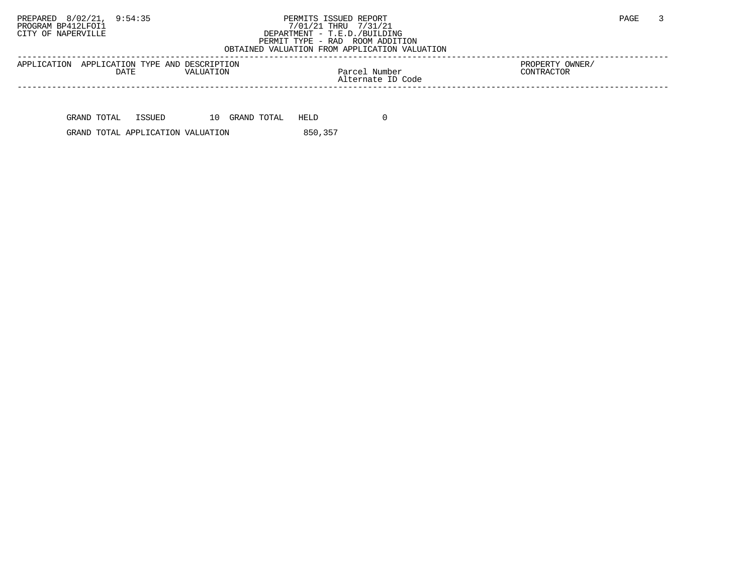PERMITS ISSUED REPORT
7/01/21 THRU 7/31/21
DEPARTMENT - T.E.D./BUILDING
PERMIT TYPE - RAD ROOM ADDITION
OBTAINED VALUATION FROM APPLICATION VALUATION

| APPLICATION | APPLICATION TYPE AND DESCRIPTION DATE | VALUATION | Parcel Number Alternate ID Code | PROPERTY OWNER/ CONTRACTOR |
|---|---|---|---|---|

GRAND TOTAL ISSUED 10 GRAND TOTAL HELD 0

GRAND TOTAL APPLICATION VALUATION 850,357